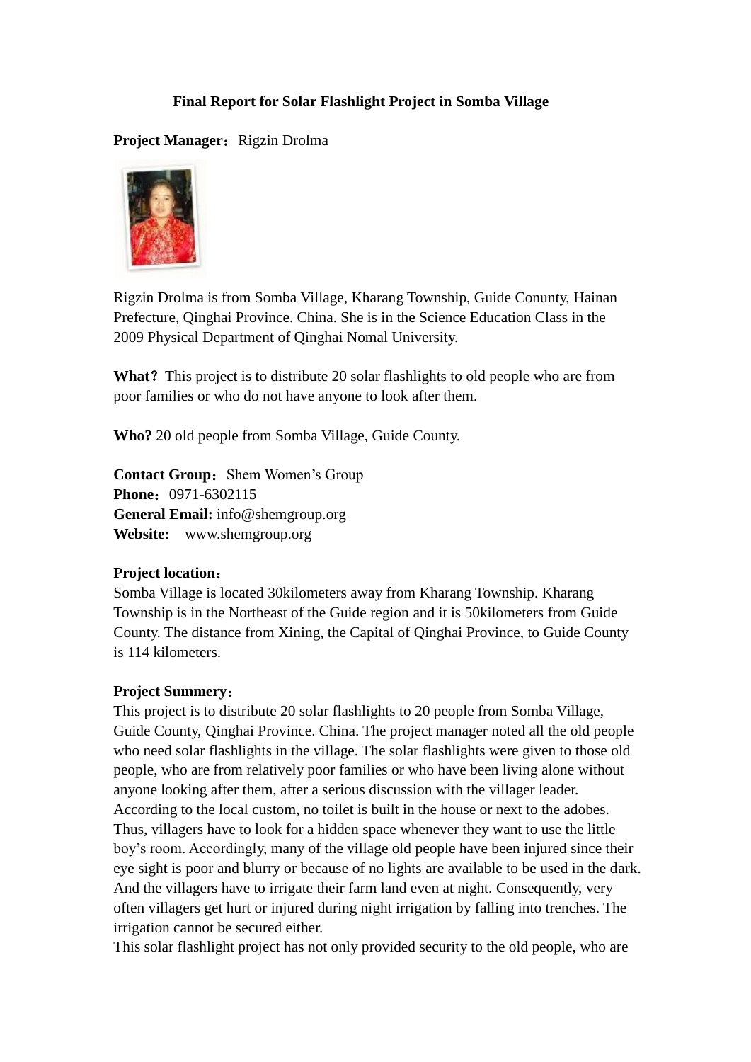# Final Report for Solar Flashlight Project in Somba Village

**Project Manager：**Rigzin Drolma

Rigzin Drolma is from Somba Village, Kharang Township, Guide Conunty, Hainan Prefecture, Qinghai Province. China. She is in the Science Education Class in the 2009 Physical Department of Qinghai Nomal University.

**What?** This project is to distribute 20 solar flashlights to old people who are from poor families or who do not have anyone to look after them.

**Who?** 20 old people from Somba Village, Guide County.

**Contact Group：**Shem Women's Group
**Phone：**0971-6302115
**General Email:** info@shemgroup.org
**Website:** www.shemgroup.org

**Project location：**
Somba Village is located 30kilometers away from Kharang Township. Kharang Township is in the Northeast of the Guide region and it is 50kilometers from Guide County. The distance from Xining, the Capital of Qinghai Province, to Guide County is 114 kilometers.

**Project Summery：**
This project is to distribute 20 solar flashlights to 20 people from Somba Village, Guide County, Qinghai Province. China. The project manager noted all the old people who need solar flashlights in the village. The solar flashlights were given to those old people, who are from relatively poor families or who have been living alone without anyone looking after them, after a serious discussion with the villager leader. According to the local custom, no toilet is built in the house or next to the adobes. Thus, villagers have to look for a hidden space whenever they want to use the little boy's room. Accordingly, many of the village old people have been injured since their eye sight is poor and blurry or because of no lights are available to be used in the dark. And the villagers have to irrigate their farm land even at night. Consequently, very often villagers get hurt or injured during night irrigation by falling into trenches. The irrigation cannot be secured either.
This solar flashlight project has not only provided security to the old people, who are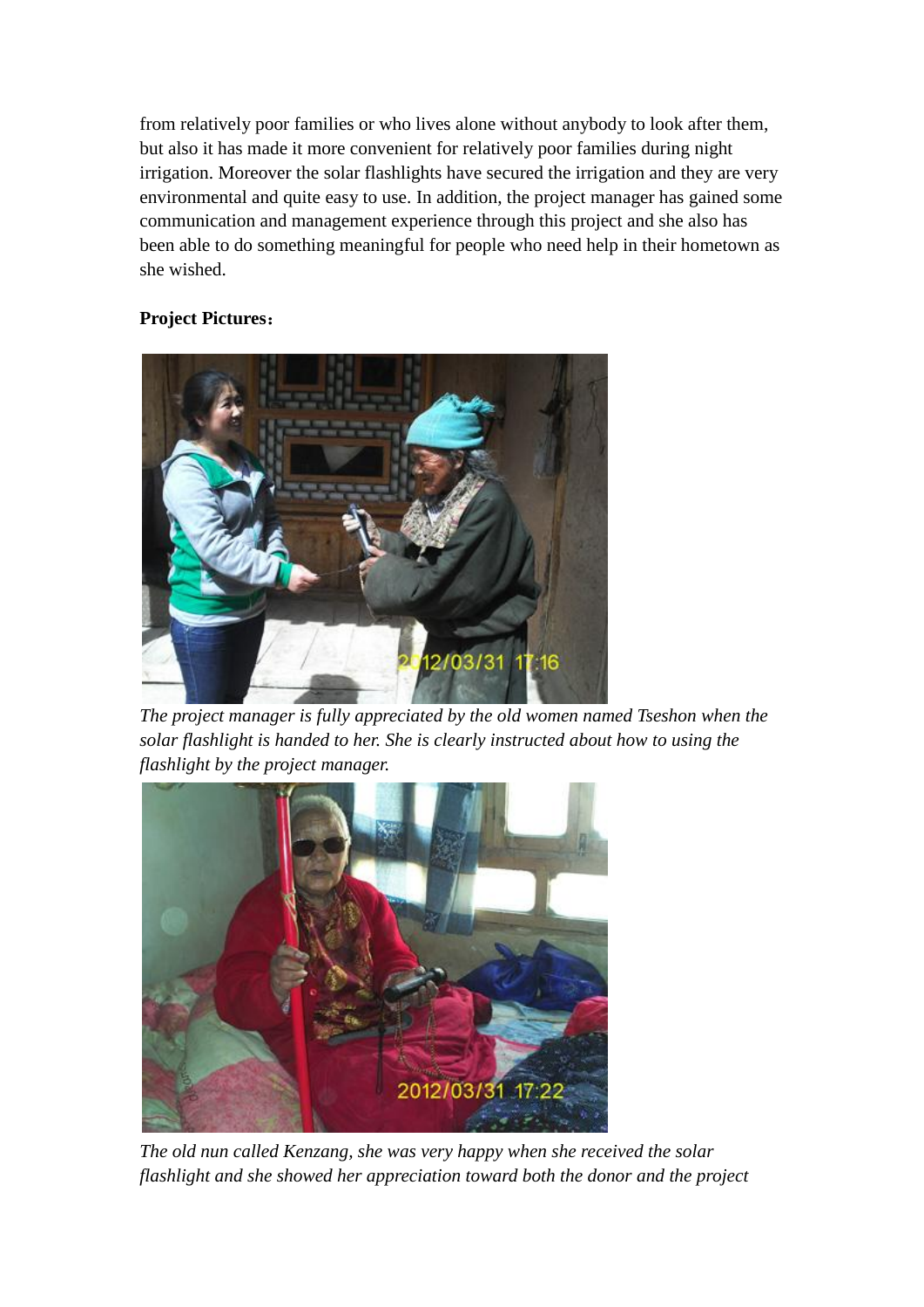from relatively poor families or who lives alone without anybody to look after them, but also it has made it more convenient for relatively poor families during night irrigation. Moreover the solar flashlights have secured the irrigation and they are very environmental and quite easy to use. In addition, the project manager has gained some communication and management experience through this project and she also has been able to do something meaningful for people who need help in their hometown as she wished.

**Project Pictures：**

*The project manager is fully appreciated by the old women named Tseshon when the solar flashlight is handed to her. She is clearly instructed about how to using the flashlight by the project manager.*

*The old nun called Kenzang, she was very happy when she received the solar flashlight and she showed her appreciation toward both the donor and the project*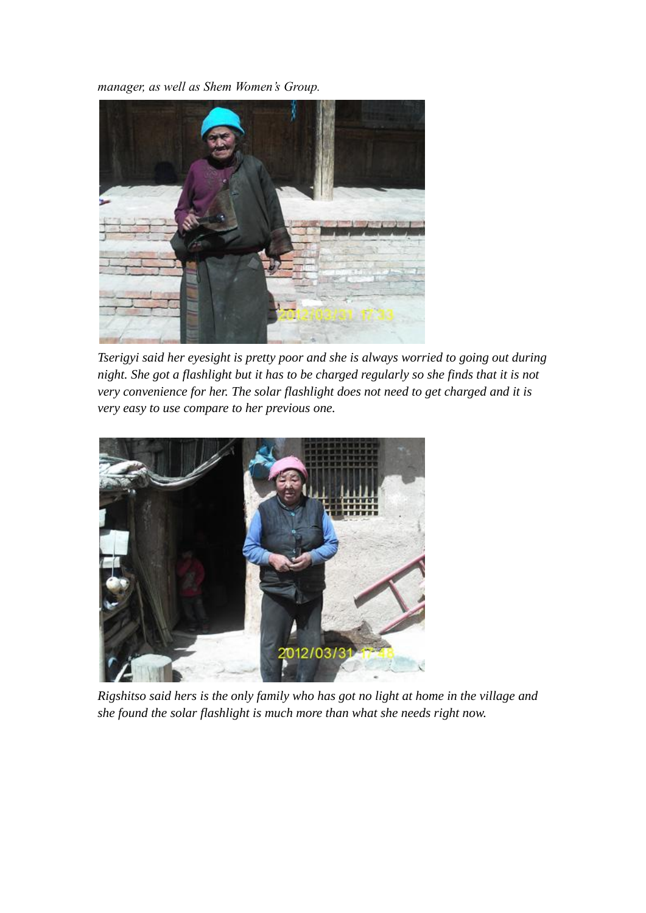*manager, as well as Shem Women's Group.*

*Tserigyi said her eyesight is pretty poor and she is always worried to going out during night. She got a flashlight but it has to be charged regularly so she finds that it is not very convenience for her. The solar flashlight does not need to get charged and it is very easy to use compare to her previous one.*

*Rigshitso said hers is the only family who has got no light at home in the village and she found the solar flashlight is much more than what she needs right now.*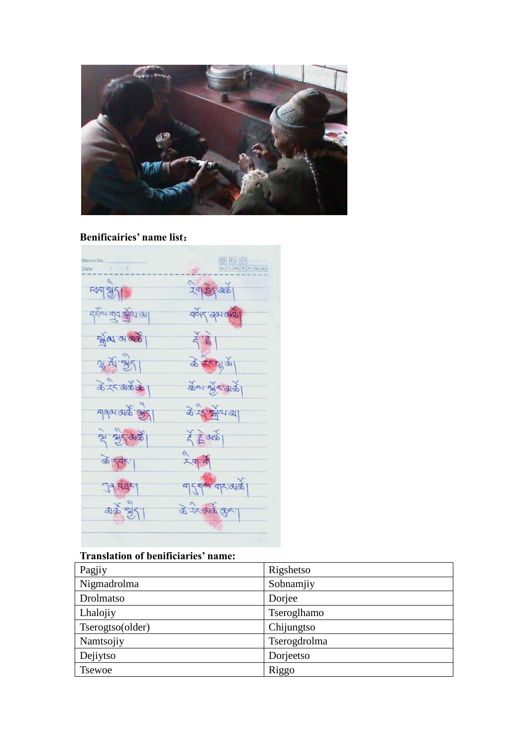**Benificairies' name list:**

**Translation of benificiaries' name:**

| Pagjiy | Rigshetso |
|---|---|
| Nigmadrolma | Sobnamjiy |
| Drolmatso | Dorjee |
| Lhalojiy | Tseroglhamo |
| Tserogtso(older) | Chijungtso |
| Namtsojiy | Tserogdrolma |
| Dejiytso | Dorjeetso |
| Tsewoe | Riggo |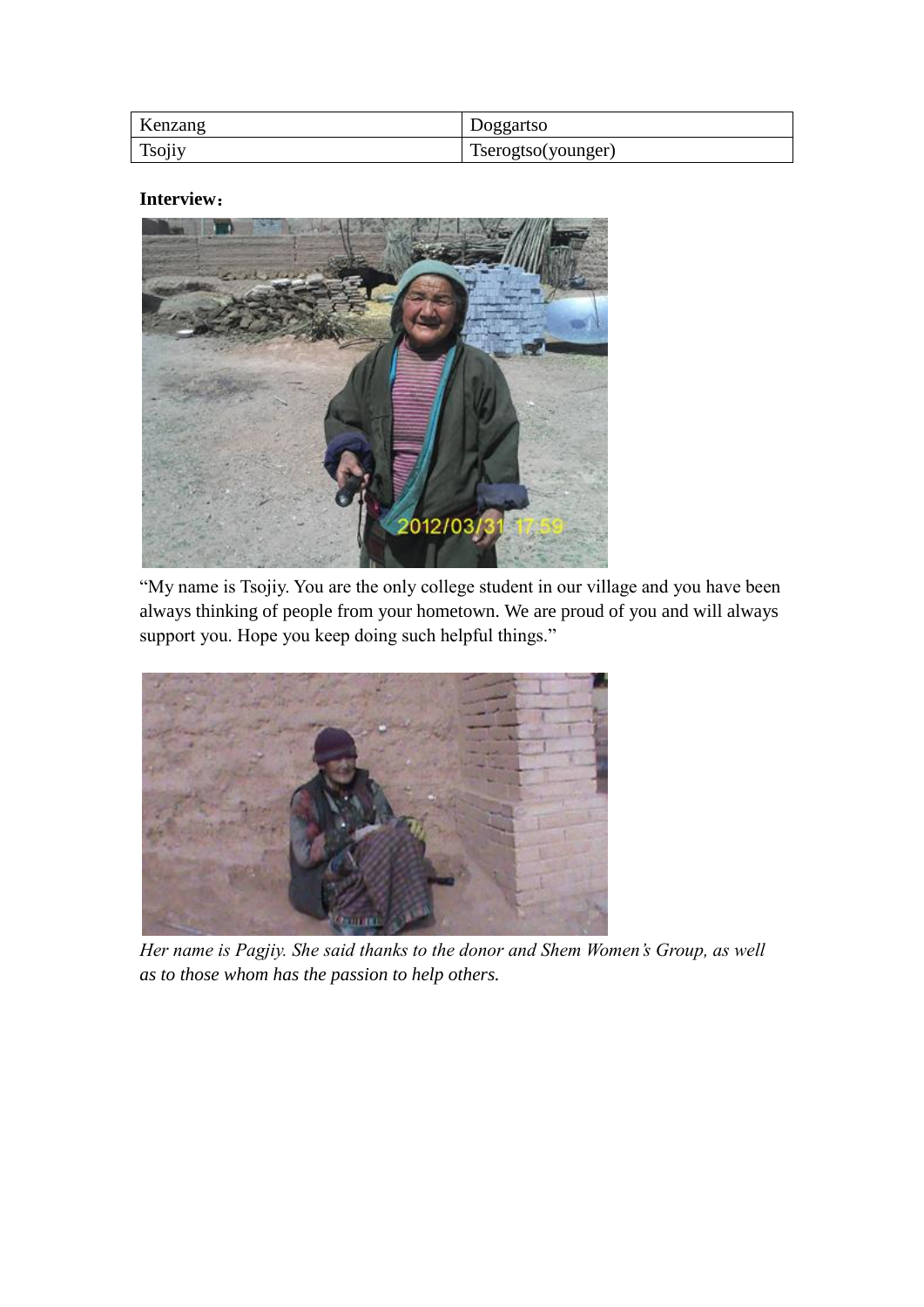| Kenzang | Doggartso |
| --- | --- |
| Tsojiy | Tserogtso(younger) |

**Interview：**

“My name is Tsojiy. You are the only college student in our village and you have been always thinking of people from your hometown. We are proud of you and will always support you. Hope you keep doing such helpful things.”

*Her name is Pagjiy. She said thanks to the donor and Shem Women’s Group, as well as to those whom has the passion to help others.*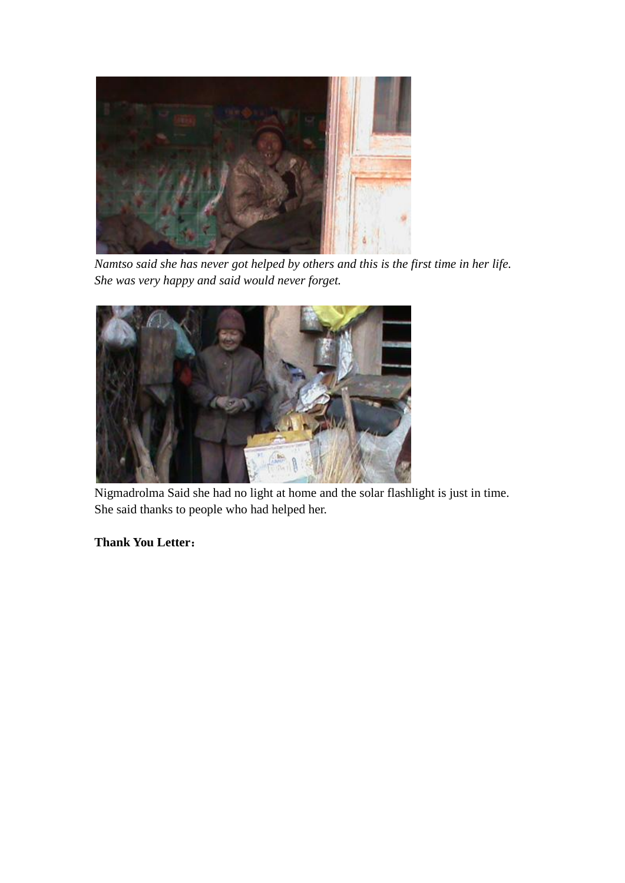*Namtso said she has never got helped by others and this is the first time in her life. She was very happy and said would never forget.*

Nigmadrolma Said she had no light at home and the solar flashlight is just in time. She said thanks to people who had helped her.

**Thank You Letter**：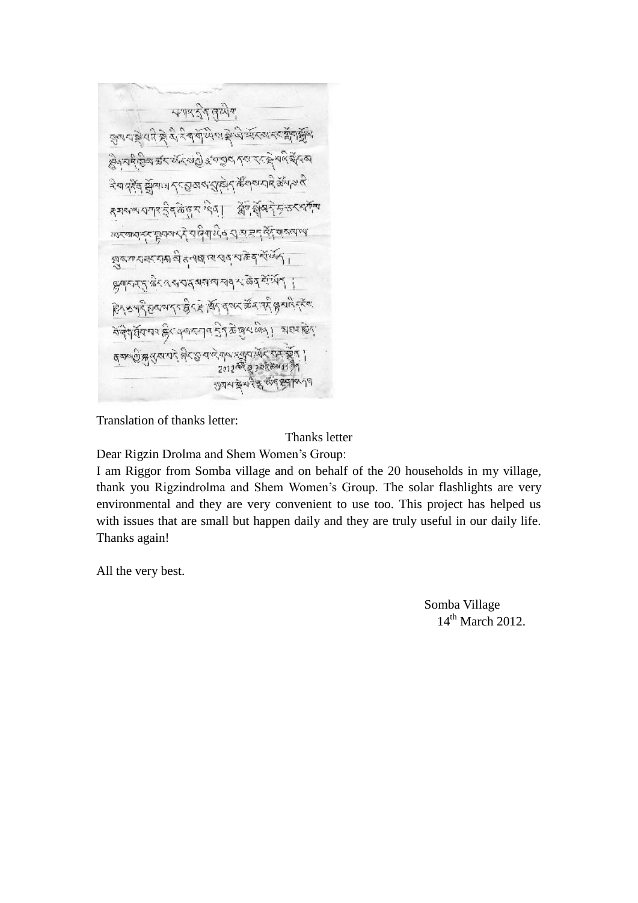Translation of thanks letter:

Thanks letter

Dear Rigzin Drolma and Shem Women's Group:

I am Riggor from Somba village and on behalf of the 20 households in my village, thank you Rigzindrolma and Shem Women's Group. The solar flashlights are very environmental and they are very convenient to use too. This project has helped us with issues that are small but happen daily and they are truly useful in our daily life. Thanks again!

All the very best.

Somba Village
14th March 2012.